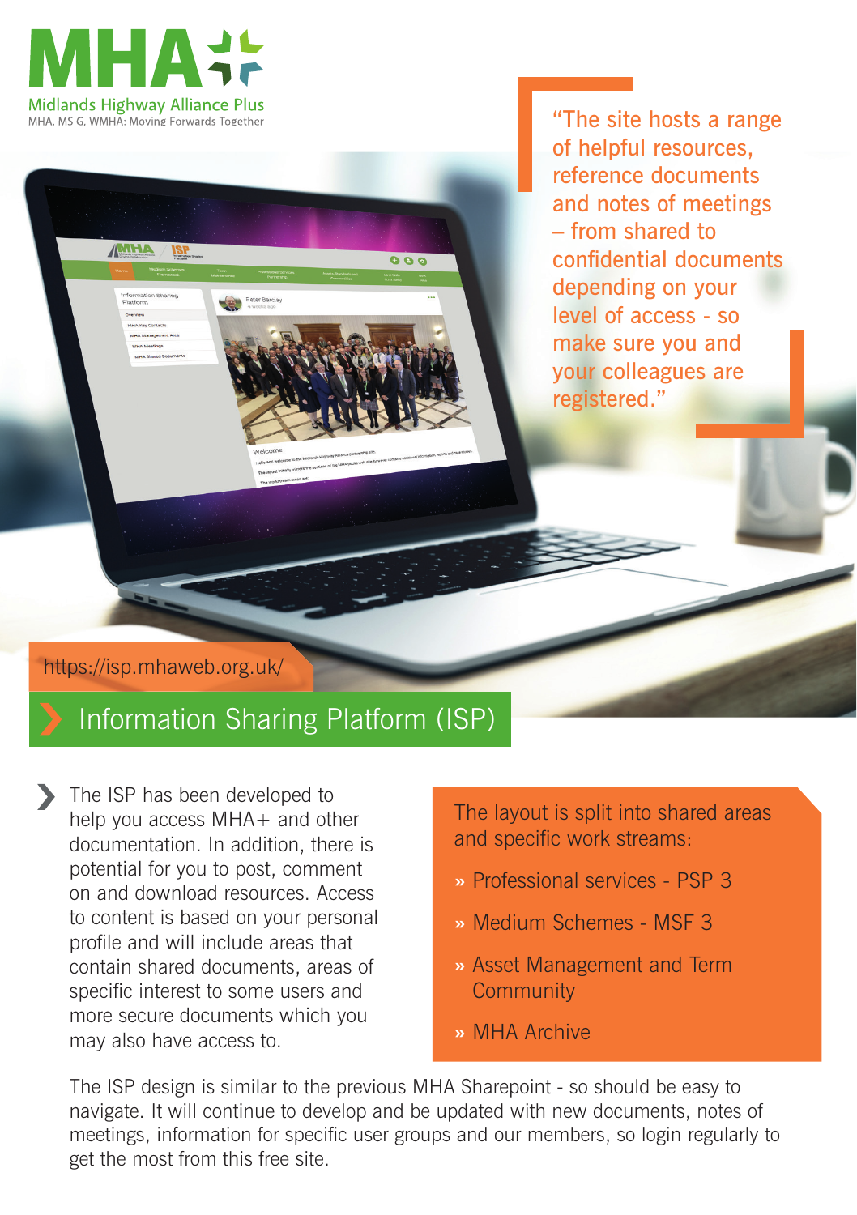# MHA+

Midlands Highway Alliance Plus

MHA. MSIG. WMHA: Moving Forwards Together

> "The site hosts a range of helpful resources, reference documents and notes of meetings – from shared to confidential documents depending on your level of access - so make sure you and your colleagues are registered."

https://isp.mhaweb.org.uk/

## Information Sharing Platform (ISP)

The ISP has been developed to help you access MHA+ and other documentation. In addition, there is potential for you to post, comment on and download resources. Access to content is based on your personal profile and will include areas that contain shared documents, areas of specific interest to some users and more secure documents which you may also have access to.

The layout is split into shared areas and specific work streams:

- Professional services - PSP 3
- Medium Schemes - MSF 3
- Asset Management and Term Community
- MHA Archive

The ISP design is similar to the previous MHA Sharepoint - so should be easy to navigate. It will continue to develop and be updated with new documents, notes of meetings, information for specific user groups and our members, so login regularly to get the most from this free site.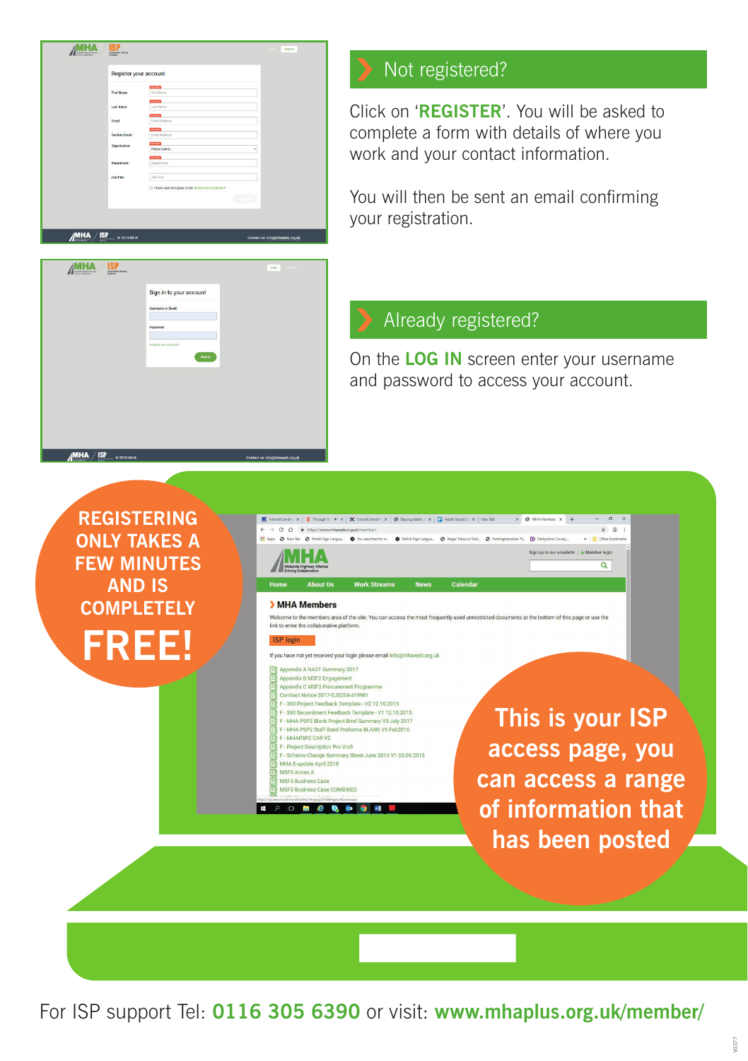## Not registered?

Click on '**REGISTER**'. You will be asked to complete a form with details of where you work and your contact information.

You will then be sent an email confirming your registration.

## Already registered?

On the **LOG IN** screen enter your username and password to access your account.

**REGISTERING ONLY TAKES A FEW MINUTES AND IS COMPLETELY FREE!**

**This is your ISP access page, you can access a range of information that has been posted**

For ISP support Tel: **0116 305 6390** or visit: **www.mhaplus.org.uk/member/**

V0377